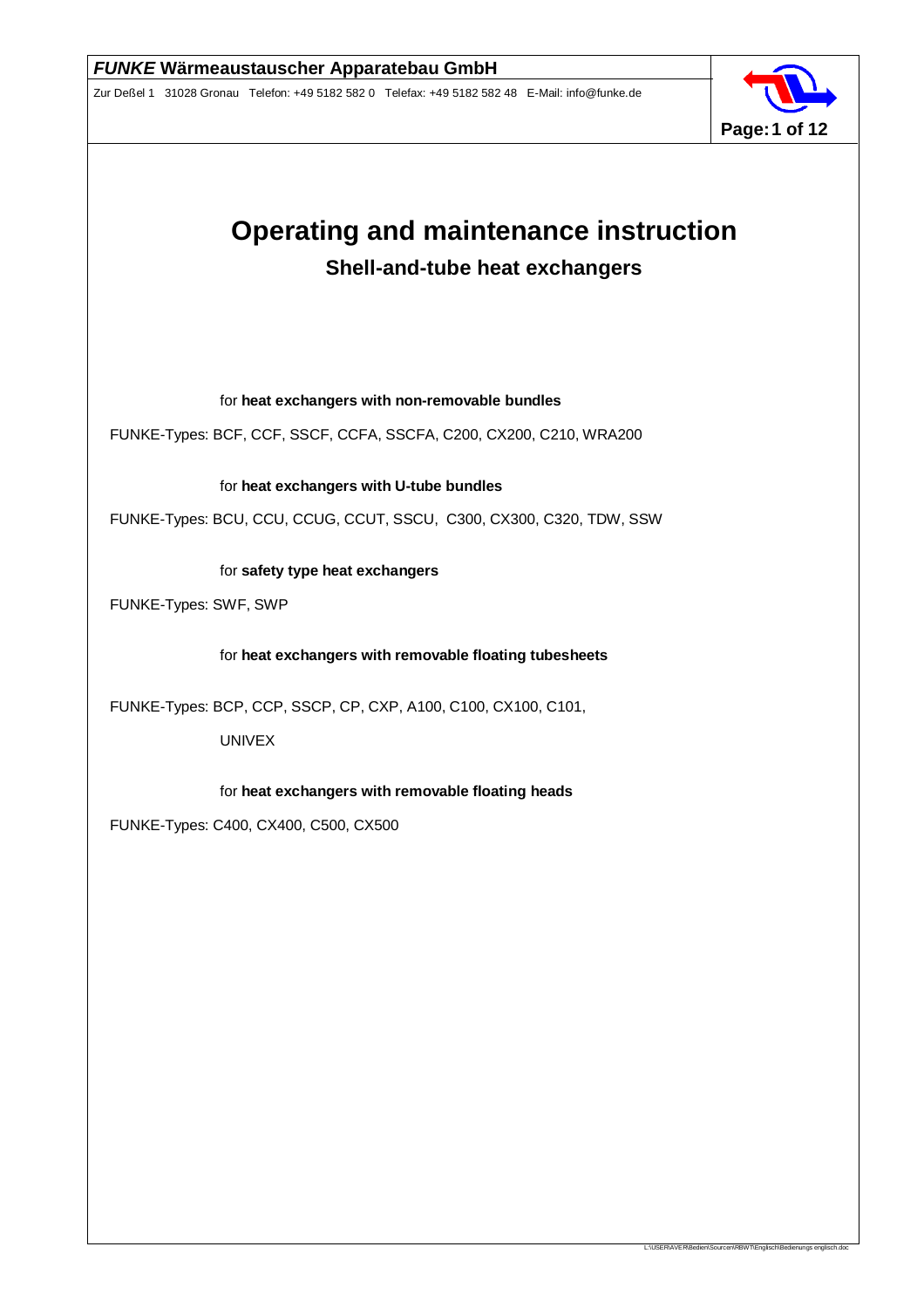# Operating and maintenance instruction

## Shell-and-tube heat exchangers

for **heat exchangers with non-removable bundles**

FUNKE-Types: BCF, CCF, SSCF, CCFA, SSCFA, C200, CX200, C210, WRA200

for **heat exchangers with U-tube bundles**

FUNKE-Types: BCU, CCU, CCUG, CCUT, SSCU, C300, CX300, C320, TDW, SSW

for **safety type heat exchangers**

FUNKE-Types: SWF, SWP

for **heat exchangers with removable floating tubesheets**

FUNKE-Types: BCP, CCP, SSCP, CP, CXP, A100, C100, CX100, C101, UNIVEX

for **heat exchangers with removable floating heads**

FUNKE-Types: C400, CX400, C500, CX500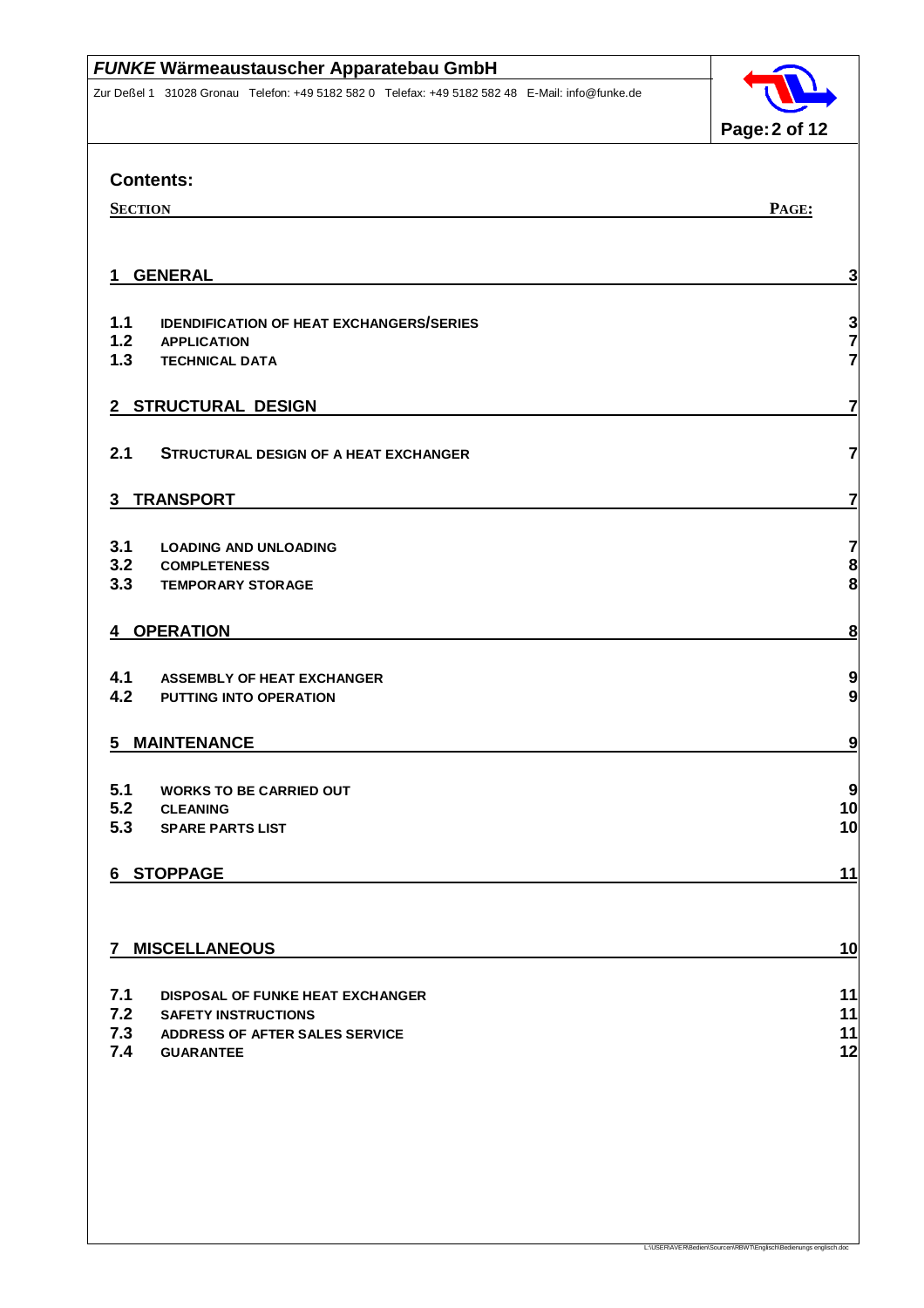## Contents:

| SECTION | | PAGE: |
|---|---|---|
| **1** | **GENERAL** | **3** |
| 1.1 | IDENDIFICATION OF HEAT EXCHANGERS/SERIES | 3 |
| 1.2 | APPLICATION | 7 |
| 1.3 | TECHNICAL DATA | 7 |
| **2** | **STRUCTURAL DESIGN** | **7** |
| 2.1 | STRUCTURAL DESIGN OF A HEAT EXCHANGER | 7 |
| **3** | **TRANSPORT** | **7** |
| 3.1 | LOADING AND UNLOADING | 7 |
| 3.2 | COMPLETENESS | 8 |
| 3.3 | TEMPORARY STORAGE | 8 |
| **4** | **OPERATION** | **8** |
| 4.1 | ASSEMBLY OF HEAT EXCHANGER | 9 |
| 4.2 | PUTTING INTO OPERATION | 9 |
| **5** | **MAINTENANCE** | **9** |
| 5.1 | WORKS TO BE CARRIED OUT | 9 |
| 5.2 | CLEANING | 10 |
| 5.3 | SPARE PARTS LIST | 10 |
| **6** | **STOPPAGE** | **11** |
| **7** | **MISCELLANEOUS** | **10** |
| 7.1 | DISPOSAL OF FUNKE HEAT EXCHANGER | 11 |
| 7.2 | SAFETY INSTRUCTIONS | 11 |
| 7.3 | ADDRESS OF AFTER SALES SERVICE | 11 |
| 7.4 | GUARANTEE | 12 |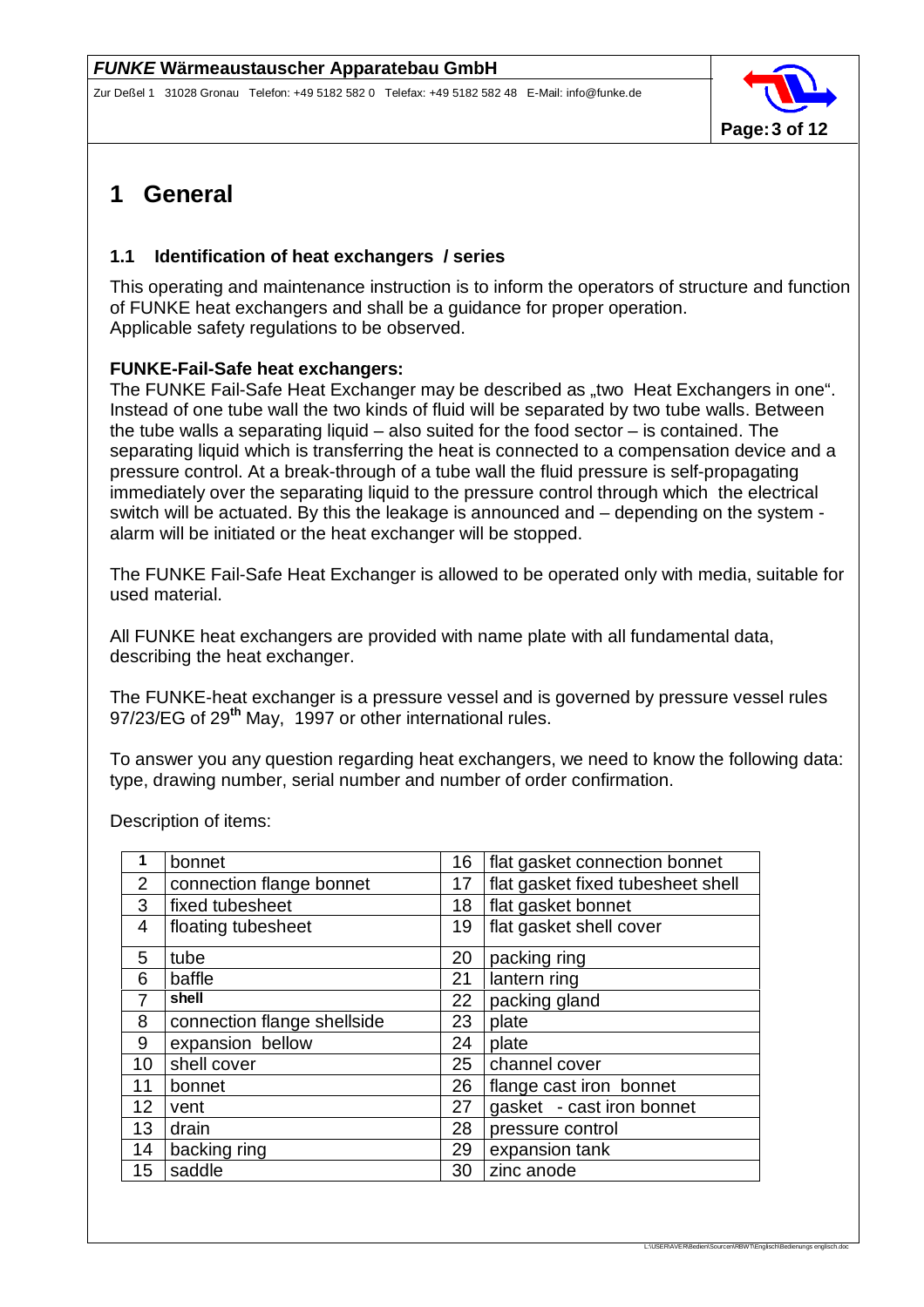# 1 General

## 1.1 Identification of heat exchangers / series

This operating and maintenance instruction is to inform the operators of structure and function of FUNKE heat exchangers and shall be a guidance for proper operation.
Applicable safety regulations to be observed.

**FUNKE-Fail-Safe heat exchangers:**
The FUNKE Fail-Safe Heat Exchanger may be described as „two Heat Exchangers in one". Instead of one tube wall the two kinds of fluid will be separated by two tube walls. Between the tube walls a separating liquid – also suited for the food sector – is contained. The separating liquid which is transferring the heat is connected to a compensation device and a pressure control. At a break-through of a tube wall the fluid pressure is self-propagating immediately over the separating liquid to the pressure control through which the electrical switch will be actuated. By this the leakage is announced and – depending on the system - alarm will be initiated or the heat exchanger will be stopped.

The FUNKE Fail-Safe Heat Exchanger is allowed to be operated only with media, suitable for used material.

All FUNKE heat exchangers are provided with name plate with all fundamental data, describing the heat exchanger.

The FUNKE-heat exchanger is a pressure vessel and is governed by pressure vessel rules 97/23/EG of 29th May, 1997 or other international rules.

To answer you any question regarding heat exchangers, we need to know the following data: type, drawing number, serial number and number of order confirmation.

Description of items:

| | | | |
|---|---|---|---|
| 1 | bonnet | 16 | flat gasket connection bonnet |
| 2 | connection flange bonnet | 17 | flat gasket fixed tubesheet shell |
| 3 | fixed tubesheet | 18 | flat gasket bonnet |
| 4 | floating tubesheet | 19 | flat gasket shell cover |
| 5 | tube | 20 | packing ring |
| 6 | baffle | 21 | lantern ring |
| 7 | shell | 22 | packing gland |
| 8 | connection flange shellside | 23 | plate |
| 9 | expansion bellow | 24 | plate |
| 10 | shell cover | 25 | channel cover |
| 11 | bonnet | 26 | flange cast iron bonnet |
| 12 | vent | 27 | gasket - cast iron bonnet |
| 13 | drain | 28 | pressure control |
| 14 | backing ring | 29 | expansion tank |
| 15 | saddle | 30 | zinc anode |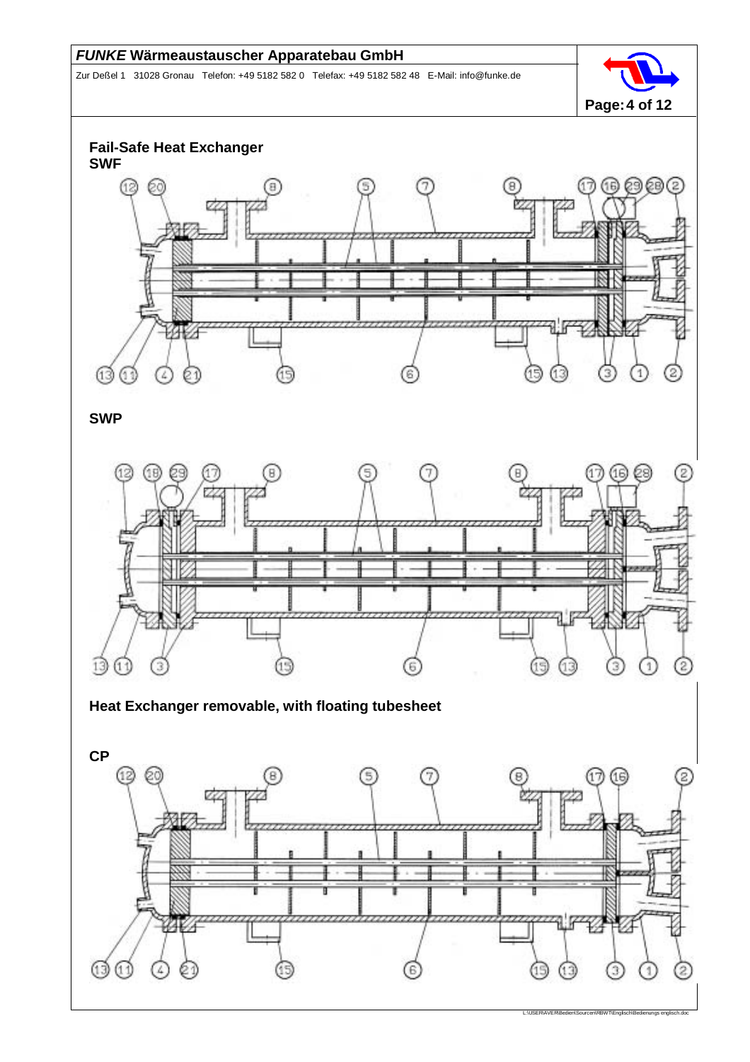## Fail-Safe Heat Exchanger

### SWF

### SWP

## Heat Exchanger removable, with floating tubesheet

### CP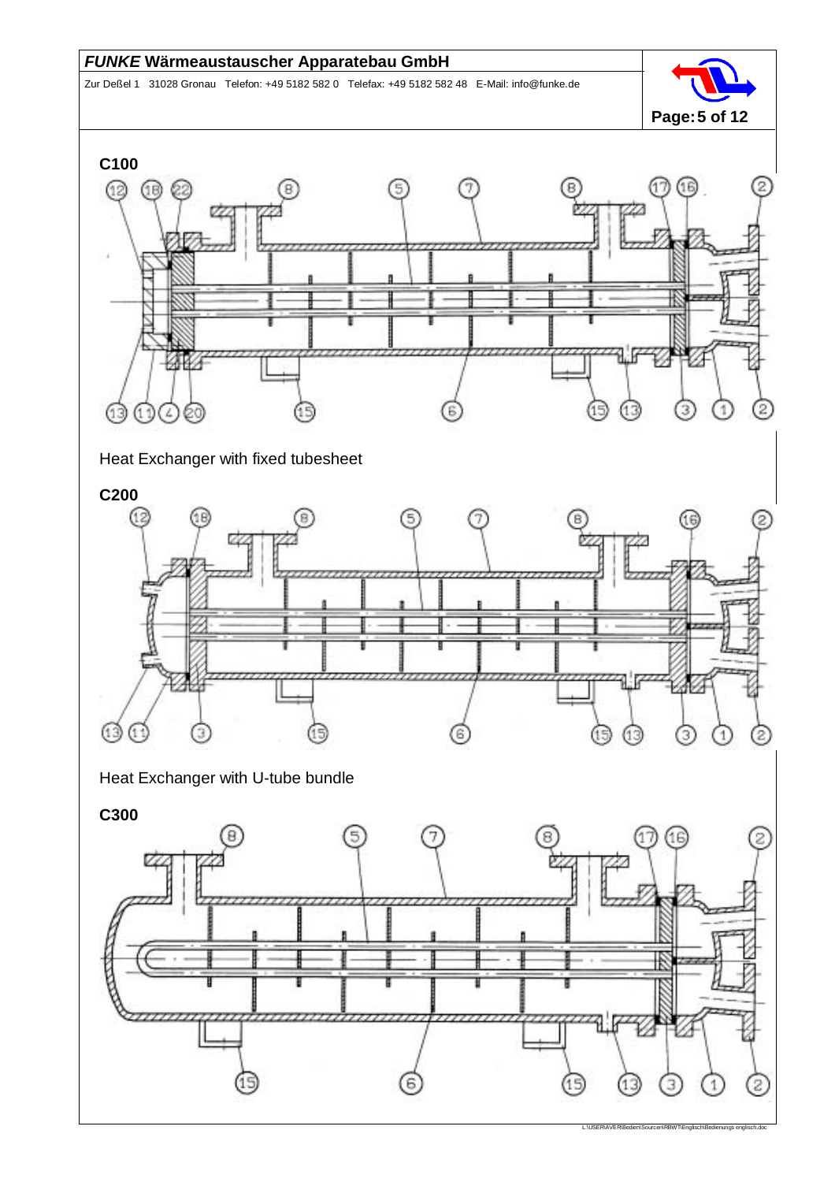## C100

Heat Exchanger with fixed tubesheet

## C200

Heat Exchanger with U-tube bundle

## C300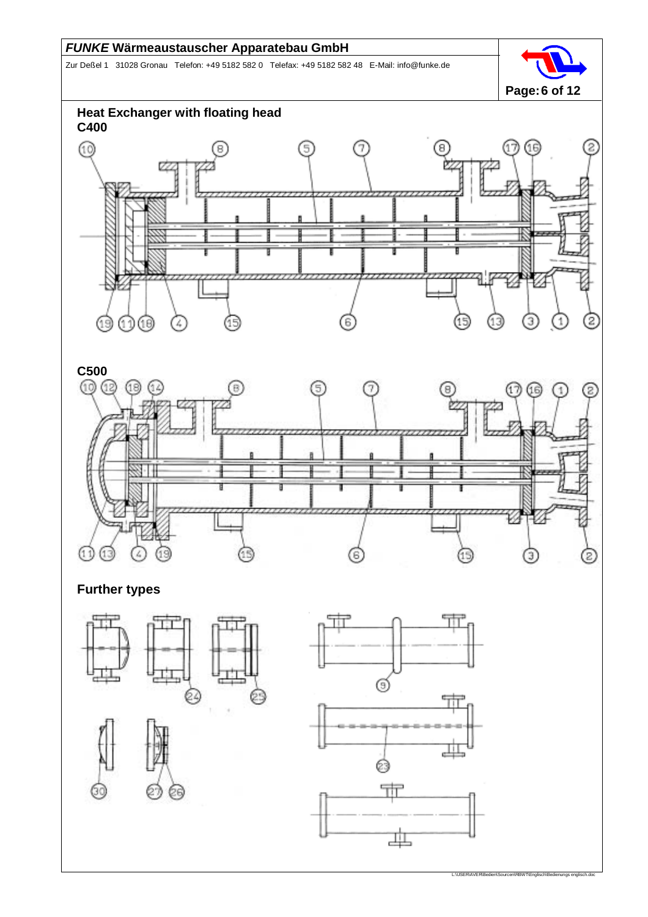## Heat Exchanger with floating head

### C400

### C500

### Further types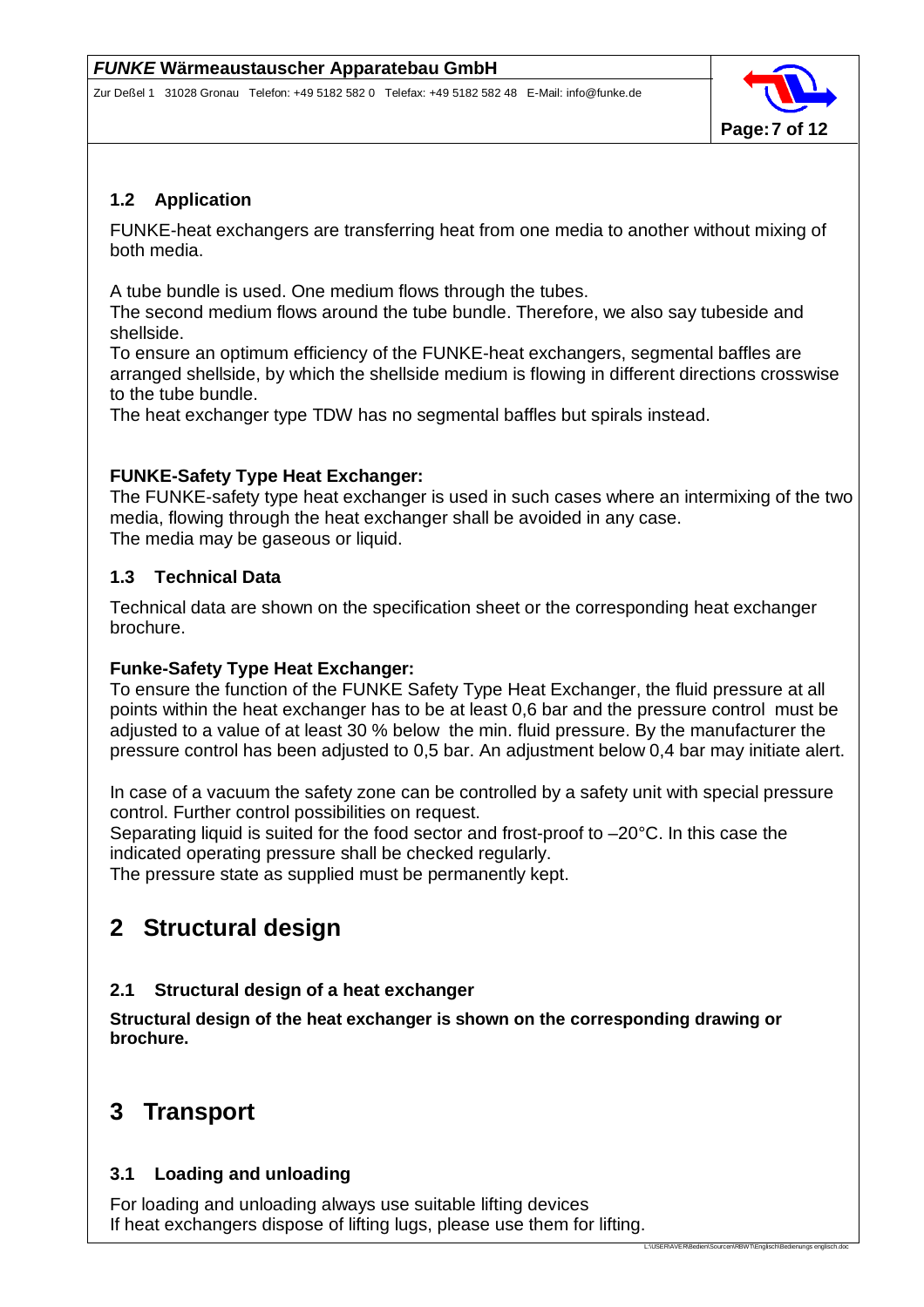### 1.2 Application

FUNKE-heat exchangers are transferring heat from one media to another without mixing of both media.

A tube bundle is used. One medium flows through the tubes.
The second medium flows around the tube bundle. Therefore, we also say tubeside and shellside.
To ensure an optimum efficiency of the FUNKE-heat exchangers, segmental baffles are arranged shellside, by which the shellside medium is flowing in different directions crosswise to the tube bundle.
The heat exchanger type TDW has no segmental baffles but spirals instead.

**FUNKE-Safety Type Heat Exchanger:**
The FUNKE-safety type heat exchanger is used in such cases where an intermixing of the two media, flowing through the heat exchanger shall be avoided in any case.
The media may be gaseous or liquid.

### 1.3 Technical Data

Technical data are shown on the specification sheet or the corresponding heat exchanger brochure.

**Funke-Safety Type Heat Exchanger:**
To ensure the function of the FUNKE Safety Type Heat Exchanger, the fluid pressure at all points within the heat exchanger has to be at least 0,6 bar and the pressure control must be adjusted to a value of at least 30 % below the min. fluid pressure. By the manufacturer the pressure control has been adjusted to 0,5 bar. An adjustment below 0,4 bar may initiate alert.

In case of a vacuum the safety zone can be controlled by a safety unit with special pressure control. Further control possibilities on request.
Separating liquid is suited for the food sector and frost-proof to –20°C. In this case the indicated operating pressure shall be checked regularly.
The pressure state as supplied must be permanently kept.

# 2 Structural design

### 2.1 Structural design of a heat exchanger

**Structural design of the heat exchanger is shown on the corresponding drawing or brochure.**

# 3 Transport

### 3.1 Loading and unloading

For loading and unloading always use suitable lifting devices
If heat exchangers dispose of lifting lugs, please use them for lifting.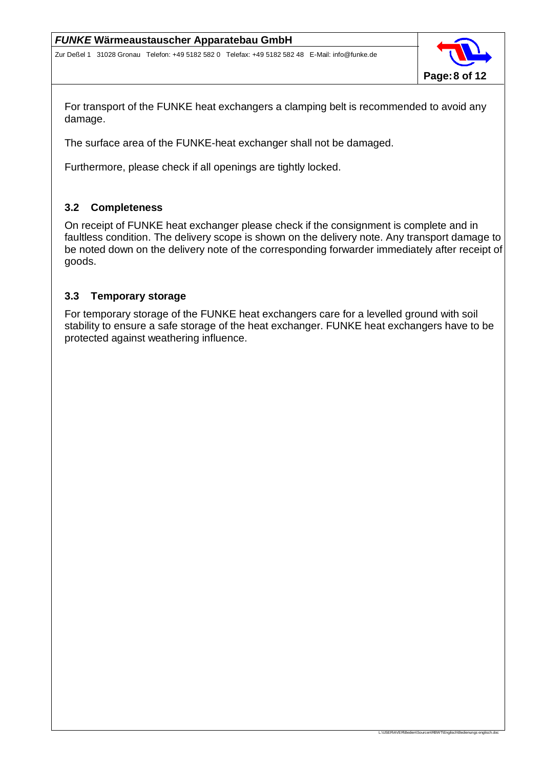For transport of the FUNKE heat exchangers a clamping belt is recommended to avoid any damage.

The surface area of the FUNKE-heat exchanger shall not be damaged.

Furthermore, please check if all openings are tightly locked.

## 3.2 Completeness

On receipt of FUNKE heat exchanger please check if the consignment is complete and in faultless condition. The delivery scope is shown on the delivery note. Any transport damage to be noted down on the delivery note of the corresponding forwarder immediately after receipt of goods.

## 3.3 Temporary storage

For temporary storage of the FUNKE heat exchangers care for a levelled ground with soil stability to ensure a safe storage of the heat exchanger. FUNKE heat exchangers have to be protected against weathering influence.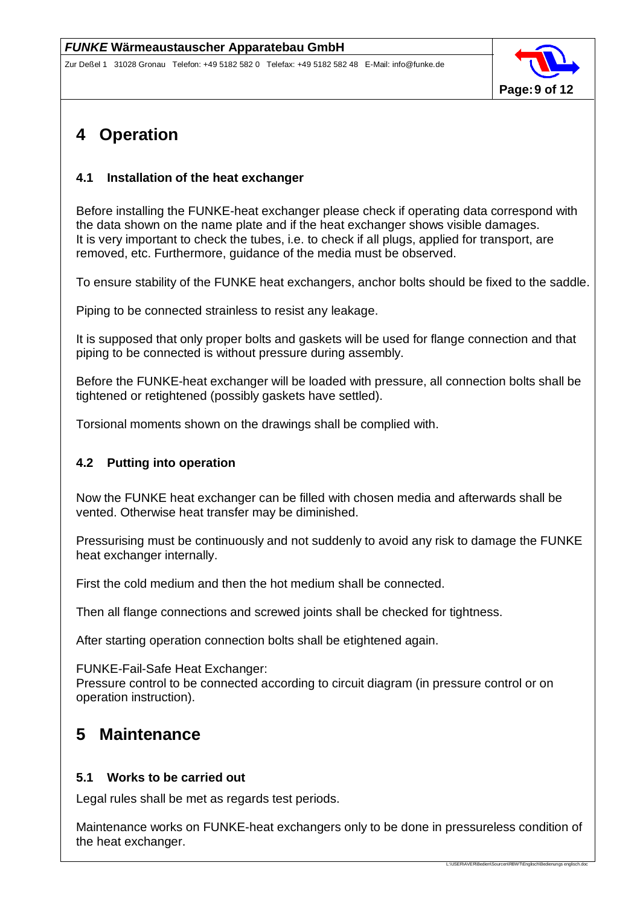# 4 Operation

## 4.1 Installation of the heat exchanger

Before installing the FUNKE-heat exchanger please check if operating data correspond with the data shown on the name plate and if the heat exchanger shows visible damages. It is very important to check the tubes, i.e. to check if all plugs, applied for transport, are removed, etc. Furthermore, guidance of the media must be observed.

To ensure stability of the FUNKE heat exchangers, anchor bolts should be fixed to the saddle.

Piping to be connected strainless to resist any leakage.

It is supposed that only proper bolts and gaskets will be used for flange connection and that piping to be connected is without pressure during assembly.

Before the FUNKE-heat exchanger will be loaded with pressure, all connection bolts shall be tightened or retightened (possibly gaskets have settled).

Torsional moments shown on the drawings shall be complied with.

## 4.2 Putting into operation

Now the FUNKE heat exchanger can be filled with chosen media and afterwards shall be vented. Otherwise heat transfer may be diminished.

Pressurising must be continuously and not suddenly to avoid any risk to damage the FUNKE heat exchanger internally.

First the cold medium and then the hot medium shall be connected.

Then all flange connections and screwed joints shall be checked for tightness.

After starting operation connection bolts shall be etightened again.

FUNKE-Fail-Safe Heat Exchanger:
Pressure control to be connected according to circuit diagram (in pressure control or on operation instruction).

# 5 Maintenance

## 5.1 Works to be carried out

Legal rules shall be met as regards test periods.

Maintenance works on FUNKE-heat exchangers only to be done in pressureless condition of the heat exchanger.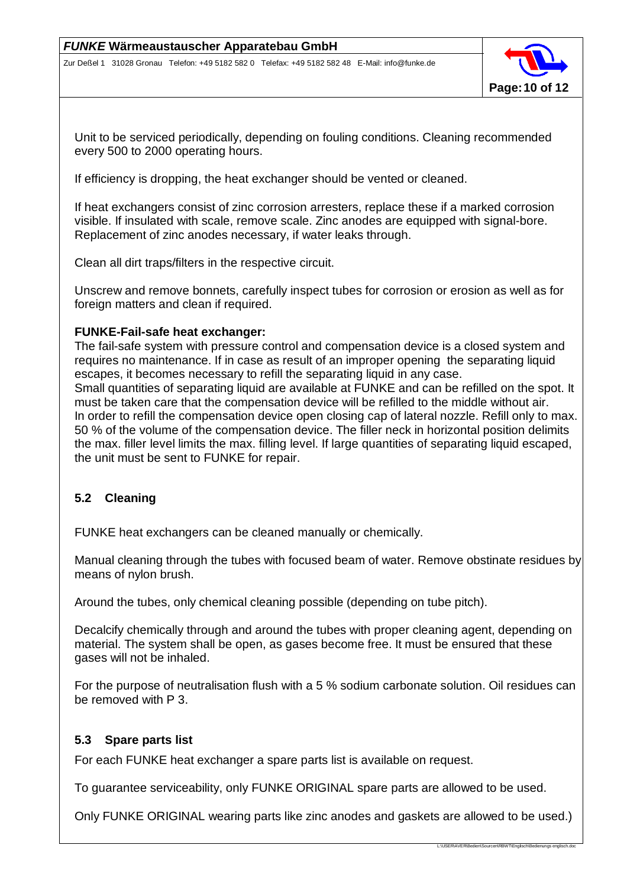Unit to be serviced periodically, depending on fouling conditions. Cleaning recommended every 500 to 2000 operating hours.

If efficiency is dropping, the heat exchanger should be vented or cleaned.

If heat exchangers consist of zinc corrosion arresters, replace these if a marked corrosion visible. If insulated with scale, remove scale. Zinc anodes are equipped with signal-bore. Replacement of zinc anodes necessary, if water leaks through.

Clean all dirt traps/filters in the respective circuit.

Unscrew and remove bonnets, carefully inspect tubes for corrosion or erosion as well as for foreign matters and clean if required.

**FUNKE-Fail-safe heat exchanger:**
The fail-safe system with pressure control and compensation device is a closed system and requires no maintenance. If in case as result of an improper opening the separating liquid escapes, it becomes necessary to refill the separating liquid in any case.
Small quantities of separating liquid are available at FUNKE and can be refilled on the spot. It must be taken care that the compensation device will be refilled to the middle without air.
In order to refill the compensation device open closing cap of lateral nozzle. Refill only to max. 50 % of the volume of the compensation device. The filler neck in horizontal position delimits the max. filler level limits the max. filling level. If large quantities of separating liquid escaped, the unit must be sent to FUNKE for repair.

## 5.2 Cleaning

FUNKE heat exchangers can be cleaned manually or chemically.

Manual cleaning through the tubes with focused beam of water. Remove obstinate residues by means of nylon brush.

Around the tubes, only chemical cleaning possible (depending on tube pitch).

Decalcify chemically through and around the tubes with proper cleaning agent, depending on material. The system shall be open, as gases become free. It must be ensured that these gases will not be inhaled.

For the purpose of neutralisation flush with a 5 % sodium carbonate solution. Oil residues can be removed with P 3.

## 5.3 Spare parts list

For each FUNKE heat exchanger a spare parts list is available on request.

To guarantee serviceability, only FUNKE ORIGINAL spare parts are allowed to be used.

Only FUNKE ORIGINAL wearing parts like zinc anodes and gaskets are allowed to be used.)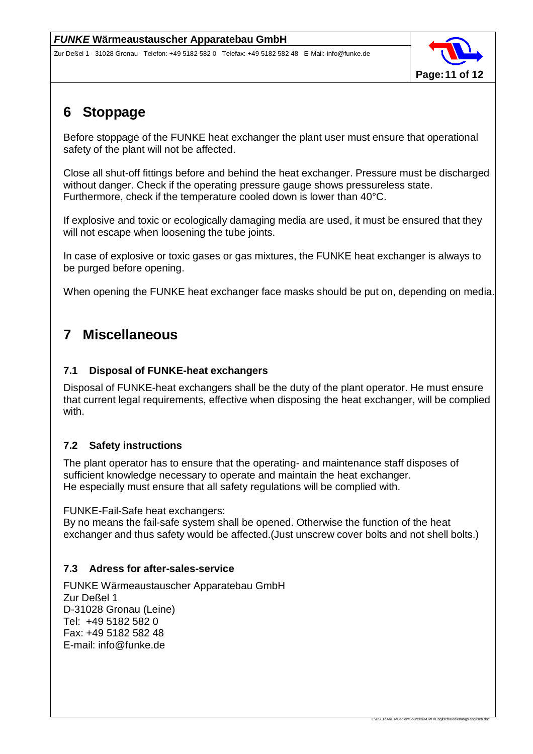# 6 Stoppage

Before stoppage of the FUNKE heat exchanger the plant user must ensure that operational safety of the plant will not be affected.

Close all shut-off fittings before and behind the heat exchanger. Pressure must be discharged without danger. Check if the operating pressure gauge shows pressureless state. Furthermore, check if the temperature cooled down is lower than 40°C.

If explosive and toxic or ecologically damaging media are used, it must be ensured that they will not escape when loosening the tube joints.

In case of explosive or toxic gases or gas mixtures, the FUNKE heat exchanger is always to be purged before opening.

When opening the FUNKE heat exchanger face masks should be put on, depending on media.

# 7 Miscellaneous

## 7.1 Disposal of FUNKE-heat exchangers

Disposal of FUNKE-heat exchangers shall be the duty of the plant operator. He must ensure that current legal requirements, effective when disposing the heat exchanger, will be complied with.

## 7.2 Safety instructions

The plant operator has to ensure that the operating- and maintenance staff disposes of sufficient knowledge necessary to operate and maintain the heat exchanger.
He especially must ensure that all safety regulations will be complied with.

FUNKE-Fail-Safe heat exchangers:
By no means the fail-safe system shall be opened. Otherwise the function of the heat exchanger and thus safety would be affected.(Just unscrew cover bolts and not shell bolts.)

## 7.3 Adress for after-sales-service

FUNKE Wärmeaustauscher Apparatebau GmbH
Zur Deßel 1
D-31028 Gronau (Leine)
Tel: +49 5182 582 0
Fax: +49 5182 582 48
E-mail: info@funke.de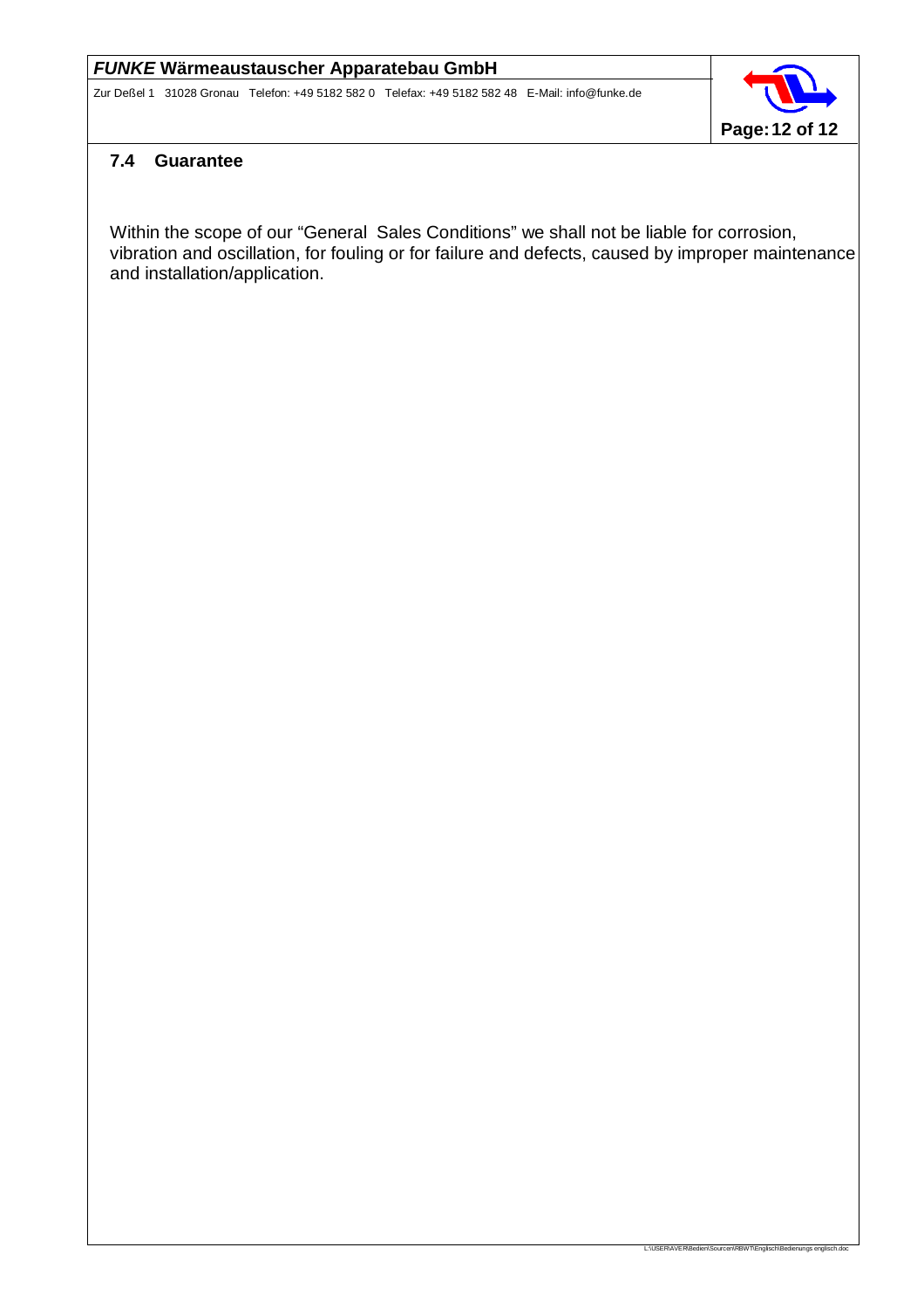## 7.4 Guarantee

Within the scope of our “General Sales Conditions” we shall not be liable for corrosion, vibration and oscillation, for fouling or for failure and defects, caused by improper maintenance and installation/application.